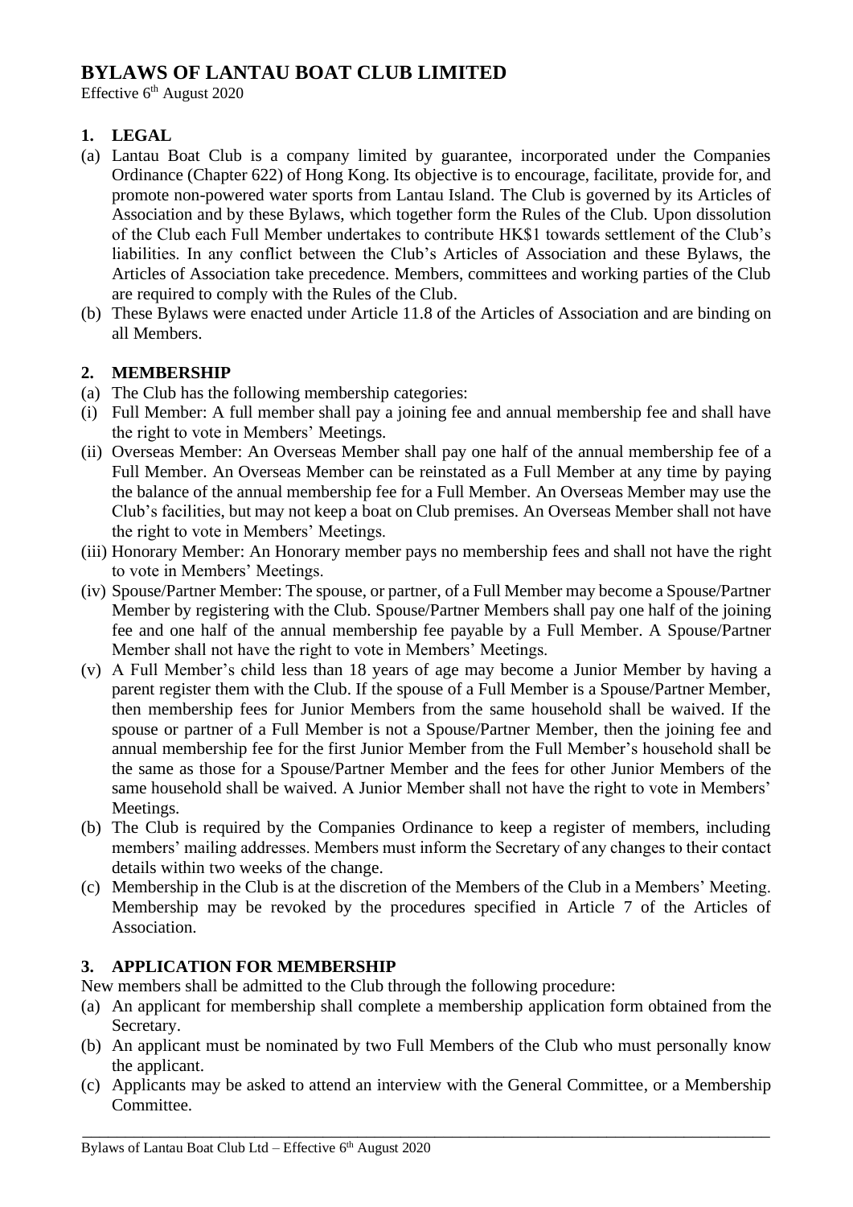# BYLAWS OF LANTAU BOAT CLUB LIMITED

Effective 6th August 2020

## 1. LEGAL

(a) Lantau Boat Club is a company limited by guarantee, incorporated under the Companies Ordinance (Chapter 622) of Hong Kong. Its objective is to encourage, facilitate, provide for, and promote non-powered water sports from Lantau Island. The Club is governed by its Articles of Association and by these Bylaws, which together form the Rules of the Club. Upon dissolution of the Club each Full Member undertakes to contribute HK$1 towards settlement of the Club's liabilities. In any conflict between the Club's Articles of Association and these Bylaws, the Articles of Association take precedence. Members, committees and working parties of the Club are required to comply with the Rules of the Club.

(b) These Bylaws were enacted under Article 11.8 of the Articles of Association and are binding on all Members.

## 2. MEMBERSHIP

(a) The Club has the following membership categories:

(i) Full Member: A full member shall pay a joining fee and annual membership fee and shall have the right to vote in Members' Meetings.

(ii) Overseas Member: An Overseas Member shall pay one half of the annual membership fee of a Full Member. An Overseas Member can be reinstated as a Full Member at any time by paying the balance of the annual membership fee for a Full Member. An Overseas Member may use the Club's facilities, but may not keep a boat on Club premises. An Overseas Member shall not have the right to vote in Members' Meetings.

(iii) Honorary Member: An Honorary member pays no membership fees and shall not have the right to vote in Members' Meetings.

(iv) Spouse/Partner Member: The spouse, or partner, of a Full Member may become a Spouse/Partner Member by registering with the Club. Spouse/Partner Members shall pay one half of the joining fee and one half of the annual membership fee payable by a Full Member. A Spouse/Partner Member shall not have the right to vote in Members' Meetings.

(v) A Full Member's child less than 18 years of age may become a Junior Member by having a parent register them with the Club. If the spouse of a Full Member is a Spouse/Partner Member, then membership fees for Junior Members from the same household shall be waived. If the spouse or partner of a Full Member is not a Spouse/Partner Member, then the joining fee and annual membership fee for the first Junior Member from the Full Member's household shall be the same as those for a Spouse/Partner Member and the fees for other Junior Members of the same household shall be waived. A Junior Member shall not have the right to vote in Members' Meetings.

(b) The Club is required by the Companies Ordinance to keep a register of members, including members' mailing addresses. Members must inform the Secretary of any changes to their contact details within two weeks of the change.

(c) Membership in the Club is at the discretion of the Members of the Club in a Members' Meeting. Membership may be revoked by the procedures specified in Article 7 of the Articles of Association.

## 3. APPLICATION FOR MEMBERSHIP

New members shall be admitted to the Club through the following procedure:

(a) An applicant for membership shall complete a membership application form obtained from the Secretary.

(b) An applicant must be nominated by two Full Members of the Club who must personally know the applicant.

(c) Applicants may be asked to attend an interview with the General Committee, or a Membership Committee.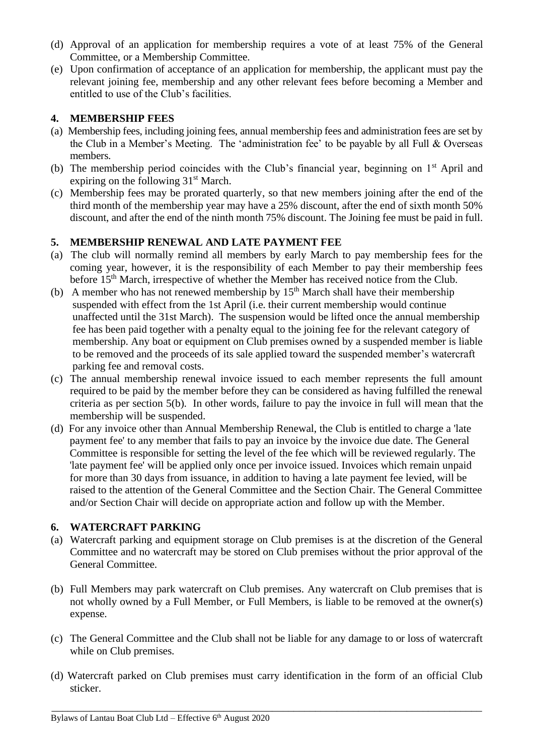(d) Approval of an application for membership requires a vote of at least 75% of the General Committee, or a Membership Committee.

(e) Upon confirmation of acceptance of an application for membership, the applicant must pay the relevant joining fee, membership and any other relevant fees before becoming a Member and entitled to use of the Club's facilities.

## 4. MEMBERSHIP FEES

(a) Membership fees, including joining fees, annual membership fees and administration fees are set by the Club in a Member's Meeting. The 'administration fee' to be payable by all Full & Overseas members.

(b) The membership period coincides with the Club's financial year, beginning on 1st April and expiring on the following 31st March.

(c) Membership fees may be prorated quarterly, so that new members joining after the end of the third month of the membership year may have a 25% discount, after the end of sixth month 50% discount, and after the end of the ninth month 75% discount. The Joining fee must be paid in full.

## 5. MEMBERSHIP RENEWAL AND LATE PAYMENT FEE

(a) The club will normally remind all members by early March to pay membership fees for the coming year, however, it is the responsibility of each Member to pay their membership fees before 15th March, irrespective of whether the Member has received notice from the Club.

(b) A member who has not renewed membership by 15th March shall have their membership suspended with effect from the 1st April (i.e. their current membership would continue unaffected until the 31st March). The suspension would be lifted once the annual membership fee has been paid together with a penalty equal to the joining fee for the relevant category of membership. Any boat or equipment on Club premises owned by a suspended member is liable to be removed and the proceeds of its sale applied toward the suspended member's watercraft parking fee and removal costs.

(c) The annual membership renewal invoice issued to each member represents the full amount required to be paid by the member before they can be considered as having fulfilled the renewal criteria as per section 5(b). In other words, failure to pay the invoice in full will mean that the membership will be suspended.

(d) For any invoice other than Annual Membership Renewal, the Club is entitled to charge a 'late payment fee' to any member that fails to pay an invoice by the invoice due date. The General Committee is responsible for setting the level of the fee which will be reviewed regularly. The 'late payment fee' will be applied only once per invoice issued. Invoices which remain unpaid for more than 30 days from issuance, in addition to having a late payment fee levied, will be raised to the attention of the General Committee and the Section Chair. The General Committee and/or Section Chair will decide on appropriate action and follow up with the Member.

## 6. WATERCRAFT PARKING

(a) Watercraft parking and equipment storage on Club premises is at the discretion of the General Committee and no watercraft may be stored on Club premises without the prior approval of the General Committee.

(b) Full Members may park watercraft on Club premises. Any watercraft on Club premises that is not wholly owned by a Full Member, or Full Members, is liable to be removed at the owner(s) expense.

(c) The General Committee and the Club shall not be liable for any damage to or loss of watercraft while on Club premises.

(d) Watercraft parked on Club premises must carry identification in the form of an official Club sticker.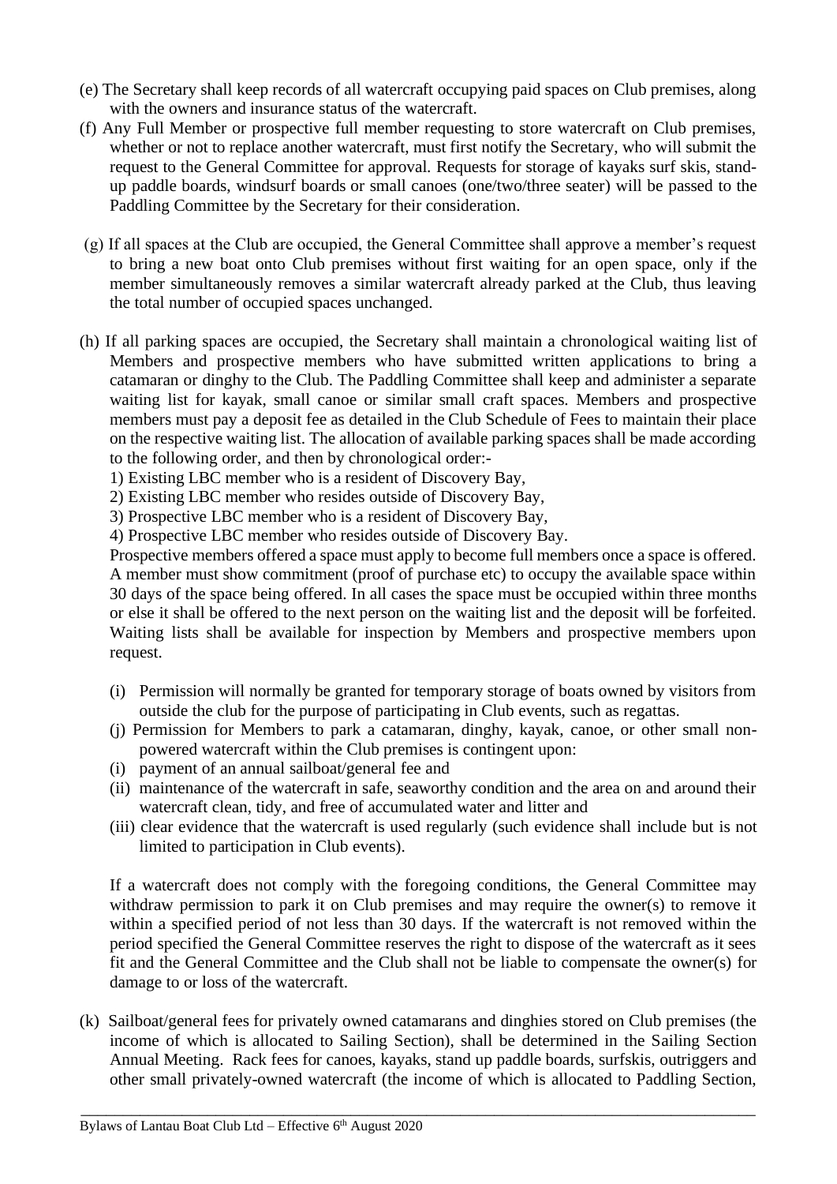(e) The Secretary shall keep records of all watercraft occupying paid spaces on Club premises, along with the owners and insurance status of the watercraft.

(f) Any Full Member or prospective full member requesting to store watercraft on Club premises, whether or not to replace another watercraft, must first notify the Secretary, who will submit the request to the General Committee for approval. Requests for storage of kayaks surf skis, stand-up paddle boards, windsurf boards or small canoes (one/two/three seater) will be passed to the Paddling Committee by the Secretary for their consideration.

(g) If all spaces at the Club are occupied, the General Committee shall approve a member's request to bring a new boat onto Club premises without first waiting for an open space, only if the member simultaneously removes a similar watercraft already parked at the Club, thus leaving the total number of occupied spaces unchanged.

(h) If all parking spaces are occupied, the Secretary shall maintain a chronological waiting list of Members and prospective members who have submitted written applications to bring a catamaran or dinghy to the Club. The Paddling Committee shall keep and administer a separate waiting list for kayak, small canoe or similar small craft spaces. Members and prospective members must pay a deposit fee as detailed in the Club Schedule of Fees to maintain their place on the respective waiting list. The allocation of available parking spaces shall be made according to the following order, and then by chronological order:-

1) Existing LBC member who is a resident of Discovery Bay,
2) Existing LBC member who resides outside of Discovery Bay,
3) Prospective LBC member who is a resident of Discovery Bay,
4) Prospective LBC member who resides outside of Discovery Bay.

Prospective members offered a space must apply to become full members once a space is offered. A member must show commitment (proof of purchase etc) to occupy the available space within 30 days of the space being offered. In all cases the space must be occupied within three months or else it shall be offered to the next person on the waiting list and the deposit will be forfeited. Waiting lists shall be available for inspection by Members and prospective members upon request.

(i) Permission will normally be granted for temporary storage of boats owned by visitors from outside the club for the purpose of participating in Club events, such as regattas.

(j) Permission for Members to park a catamaran, dinghy, kayak, canoe, or other small non-powered watercraft within the Club premises is contingent upon:

(i) payment of an annual sailboat/general fee and

(ii) maintenance of the watercraft in safe, seaworthy condition and the area on and around their watercraft clean, tidy, and free of accumulated water and litter and

(iii) clear evidence that the watercraft is used regularly (such evidence shall include but is not limited to participation in Club events).

If a watercraft does not comply with the foregoing conditions, the General Committee may withdraw permission to park it on Club premises and may require the owner(s) to remove it within a specified period of not less than 30 days. If the watercraft is not removed within the period specified the General Committee reserves the right to dispose of the watercraft as it sees fit and the General Committee and the Club shall not be liable to compensate the owner(s) for damage to or loss of the watercraft.

(k) Sailboat/general fees for privately owned catamarans and dinghies stored on Club premises (the income of which is allocated to Sailing Section), shall be determined in the Sailing Section Annual Meeting. Rack fees for canoes, kayaks, stand up paddle boards, surfskis, outriggers and other small privately-owned watercraft (the income of which is allocated to Paddling Section,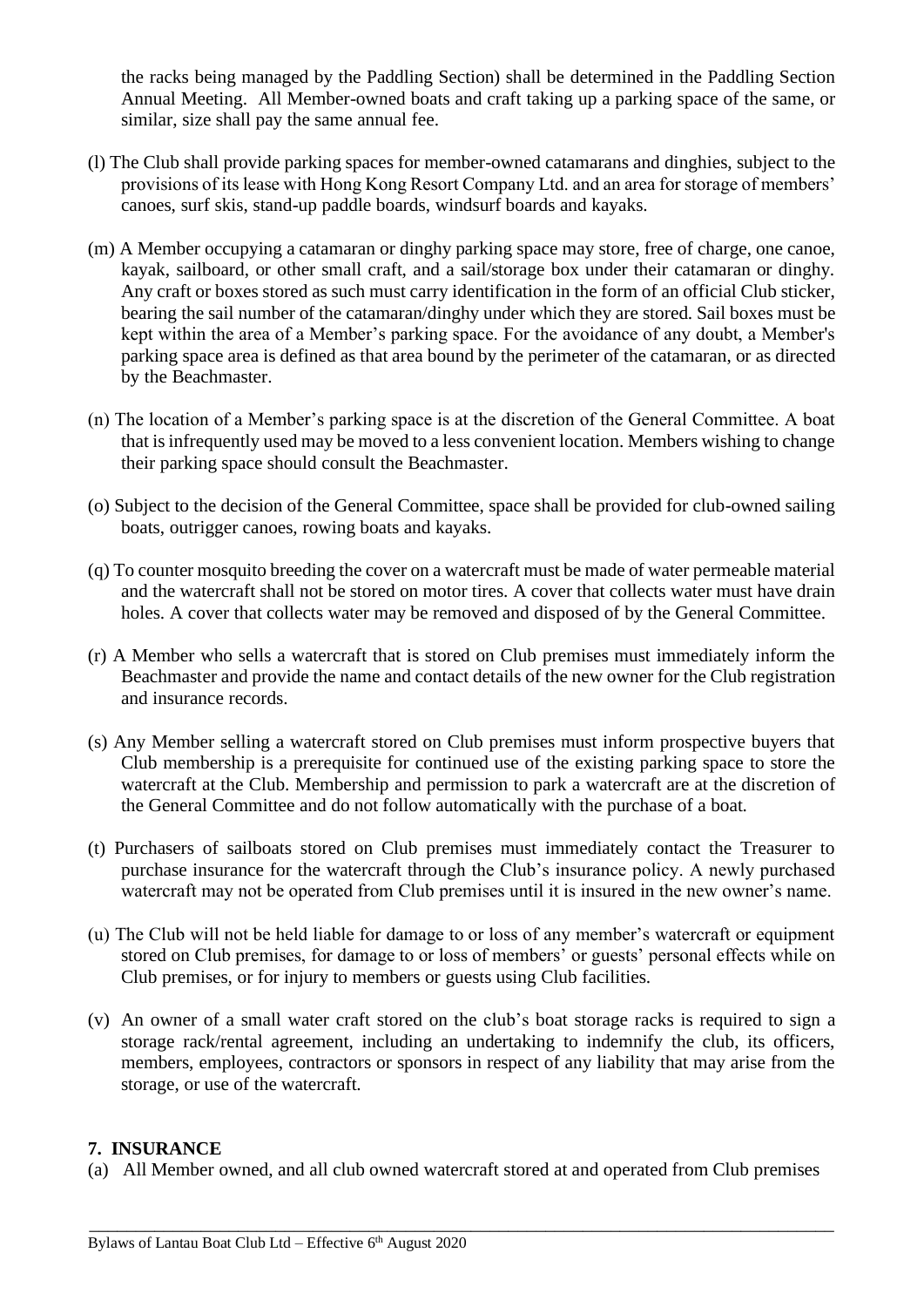the racks being managed by the Paddling Section) shall be determined in the Paddling Section Annual Meeting. All Member-owned boats and craft taking up a parking space of the same, or similar, size shall pay the same annual fee.

(l) The Club shall provide parking spaces for member-owned catamarans and dinghies, subject to the provisions of its lease with Hong Kong Resort Company Ltd. and an area for storage of members' canoes, surf skis, stand-up paddle boards, windsurf boards and kayaks.

(m) A Member occupying a catamaran or dinghy parking space may store, free of charge, one canoe, kayak, sailboard, or other small craft, and a sail/storage box under their catamaran or dinghy. Any craft or boxes stored as such must carry identification in the form of an official Club sticker, bearing the sail number of the catamaran/dinghy under which they are stored. Sail boxes must be kept within the area of a Member's parking space. For the avoidance of any doubt, a Member's parking space area is defined as that area bound by the perimeter of the catamaran, or as directed by the Beachmaster.

(n) The location of a Member's parking space is at the discretion of the General Committee. A boat that is infrequently used may be moved to a less convenient location. Members wishing to change their parking space should consult the Beachmaster.

(o) Subject to the decision of the General Committee, space shall be provided for club-owned sailing boats, outrigger canoes, rowing boats and kayaks.

(q) To counter mosquito breeding the cover on a watercraft must be made of water permeable material and the watercraft shall not be stored on motor tires. A cover that collects water must have drain holes. A cover that collects water may be removed and disposed of by the General Committee.

(r) A Member who sells a watercraft that is stored on Club premises must immediately inform the Beachmaster and provide the name and contact details of the new owner for the Club registration and insurance records.

(s) Any Member selling a watercraft stored on Club premises must inform prospective buyers that Club membership is a prerequisite for continued use of the existing parking space to store the watercraft at the Club. Membership and permission to park a watercraft are at the discretion of the General Committee and do not follow automatically with the purchase of a boat.

(t) Purchasers of sailboats stored on Club premises must immediately contact the Treasurer to purchase insurance for the watercraft through the Club's insurance policy. A newly purchased watercraft may not be operated from Club premises until it is insured in the new owner's name.

(u) The Club will not be held liable for damage to or loss of any member's watercraft or equipment stored on Club premises, for damage to or loss of members' or guests' personal effects while on Club premises, or for injury to members or guests using Club facilities.

(v) An owner of a small water craft stored on the club's boat storage racks is required to sign a storage rack/rental agreement, including an undertaking to indemnify the club, its officers, members, employees, contractors or sponsors in respect of any liability that may arise from the storage, or use of the watercraft.

## 7. INSURANCE

(a) All Member owned, and all club owned watercraft stored at and operated from Club premises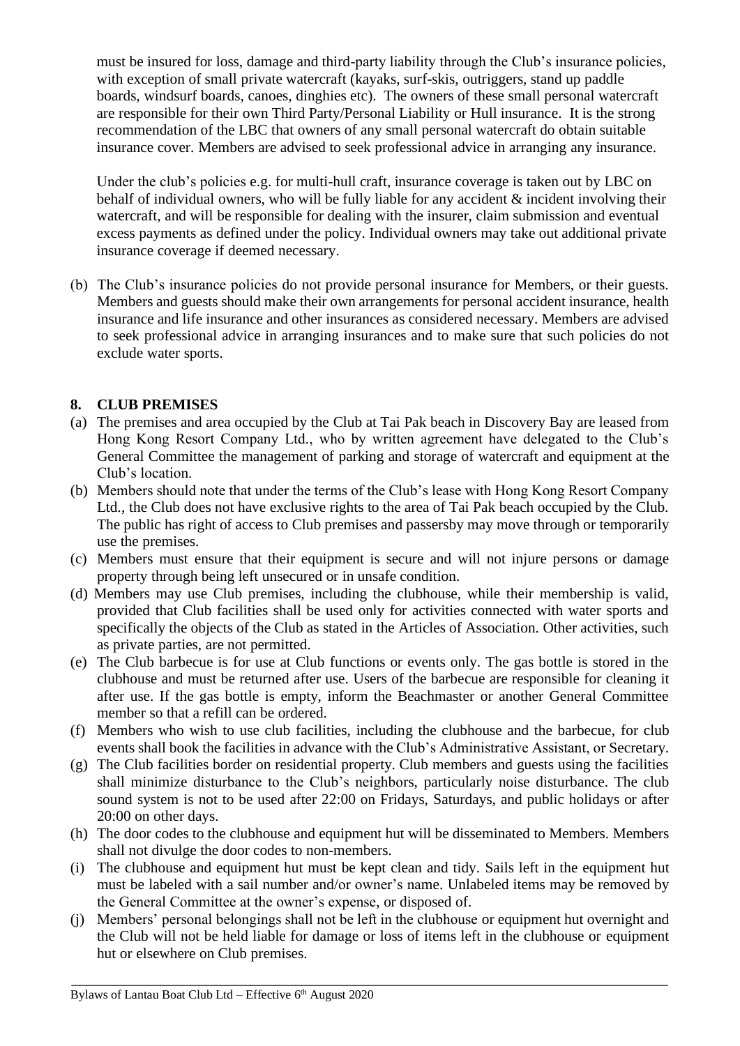must be insured for loss, damage and third-party liability through the Club's insurance policies, with exception of small private watercraft (kayaks, surf-skis, outriggers, stand up paddle boards, windsurf boards, canoes, dinghies etc). The owners of these small personal watercraft are responsible for their own Third Party/Personal Liability or Hull insurance. It is the strong recommendation of the LBC that owners of any small personal watercraft do obtain suitable insurance cover. Members are advised to seek professional advice in arranging any insurance.

Under the club's policies e.g. for multi-hull craft, insurance coverage is taken out by LBC on behalf of individual owners, who will be fully liable for any accident & incident involving their watercraft, and will be responsible for dealing with the insurer, claim submission and eventual excess payments as defined under the policy. Individual owners may take out additional private insurance coverage if deemed necessary.

(b) The Club's insurance policies do not provide personal insurance for Members, or their guests. Members and guests should make their own arrangements for personal accident insurance, health insurance and life insurance and other insurances as considered necessary. Members are advised to seek professional advice in arranging insurances and to make sure that such policies do not exclude water sports.

## 8. CLUB PREMISES

(a) The premises and area occupied by the Club at Tai Pak beach in Discovery Bay are leased from Hong Kong Resort Company Ltd., who by written agreement have delegated to the Club's General Committee the management of parking and storage of watercraft and equipment at the Club's location.

(b) Members should note that under the terms of the Club's lease with Hong Kong Resort Company Ltd., the Club does not have exclusive rights to the area of Tai Pak beach occupied by the Club. The public has right of access to Club premises and passersby may move through or temporarily use the premises.

(c) Members must ensure that their equipment is secure and will not injure persons or damage property through being left unsecured or in unsafe condition.

(d) Members may use Club premises, including the clubhouse, while their membership is valid, provided that Club facilities shall be used only for activities connected with water sports and specifically the objects of the Club as stated in the Articles of Association. Other activities, such as private parties, are not permitted.

(e) The Club barbecue is for use at Club functions or events only. The gas bottle is stored in the clubhouse and must be returned after use. Users of the barbecue are responsible for cleaning it after use. If the gas bottle is empty, inform the Beachmaster or another General Committee member so that a refill can be ordered.

(f) Members who wish to use club facilities, including the clubhouse and the barbecue, for club events shall book the facilities in advance with the Club's Administrative Assistant, or Secretary.

(g) The Club facilities border on residential property. Club members and guests using the facilities shall minimize disturbance to the Club's neighbors, particularly noise disturbance. The club sound system is not to be used after 22:00 on Fridays, Saturdays, and public holidays or after 20:00 on other days.

(h) The door codes to the clubhouse and equipment hut will be disseminated to Members. Members shall not divulge the door codes to non-members.

(i) The clubhouse and equipment hut must be kept clean and tidy. Sails left in the equipment hut must be labeled with a sail number and/or owner's name. Unlabeled items may be removed by the General Committee at the owner's expense, or disposed of.

(j) Members' personal belongings shall not be left in the clubhouse or equipment hut overnight and the Club will not be held liable for damage or loss of items left in the clubhouse or equipment hut or elsewhere on Club premises.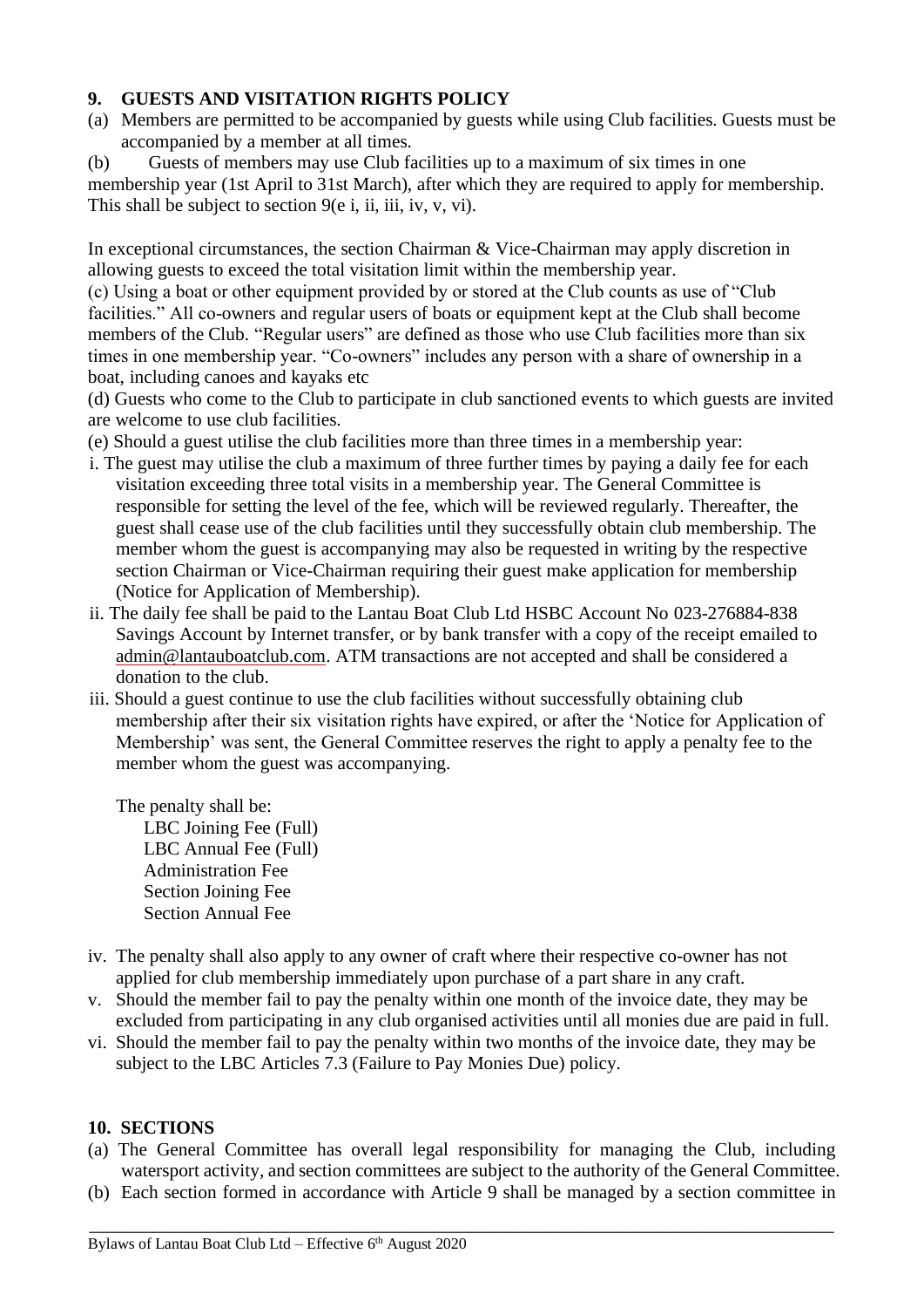## 9. GUESTS AND VISITATION RIGHTS POLICY

(a) Members are permitted to be accompanied by guests while using Club facilities. Guests must be accompanied by a member at all times.

(b) Guests of members may use Club facilities up to a maximum of six times in one membership year (1st April to 31st March), after which they are required to apply for membership. This shall be subject to section 9(e i, ii, iii, iv, v, vi).

In exceptional circumstances, the section Chairman & Vice-Chairman may apply discretion in allowing guests to exceed the total visitation limit within the membership year.

(c) Using a boat or other equipment provided by or stored at the Club counts as use of "Club facilities." All co-owners and regular users of boats or equipment kept at the Club shall become members of the Club. "Regular users" are defined as those who use Club facilities more than six times in one membership year. "Co-owners" includes any person with a share of ownership in a boat, including canoes and kayaks etc

(d) Guests who come to the Club to participate in club sanctioned events to which guests are invited are welcome to use club facilities.

(e) Should a guest utilise the club facilities more than three times in a membership year:

i. The guest may utilise the club a maximum of three further times by paying a daily fee for each visitation exceeding three total visits in a membership year. The General Committee is responsible for setting the level of the fee, which will be reviewed regularly. Thereafter, the guest shall cease use of the club facilities until they successfully obtain club membership. The member whom the guest is accompanying may also be requested in writing by the respective section Chairman or Vice-Chairman requiring their guest make application for membership (Notice for Application of Membership).

ii. The daily fee shall be paid to the Lantau Boat Club Ltd HSBC Account No 023-276884-838 Savings Account by Internet transfer, or by bank transfer with a copy of the receipt emailed to admin@lantauboatclub.com. ATM transactions are not accepted and shall be considered a donation to the club.

iii. Should a guest continue to use the club facilities without successfully obtaining club membership after their six visitation rights have expired, or after the 'Notice for Application of Membership' was sent, the General Committee reserves the right to apply a penalty fee to the member whom the guest was accompanying.

The penalty shall be:
- LBC Joining Fee (Full)
- LBC Annual Fee (Full)
- Administration Fee
- Section Joining Fee
- Section Annual Fee

iv. The penalty shall also apply to any owner of craft where their respective co-owner has not applied for club membership immediately upon purchase of a part share in any craft.

v. Should the member fail to pay the penalty within one month of the invoice date, they may be excluded from participating in any club organised activities until all monies due are paid in full.

vi. Should the member fail to pay the penalty within two months of the invoice date, they may be subject to the LBC Articles 7.3 (Failure to Pay Monies Due) policy.

## 10. SECTIONS

(a) The General Committee has overall legal responsibility for managing the Club, including watersport activity, and section committees are subject to the authority of the General Committee.

(b) Each section formed in accordance with Article 9 shall be managed by a section committee in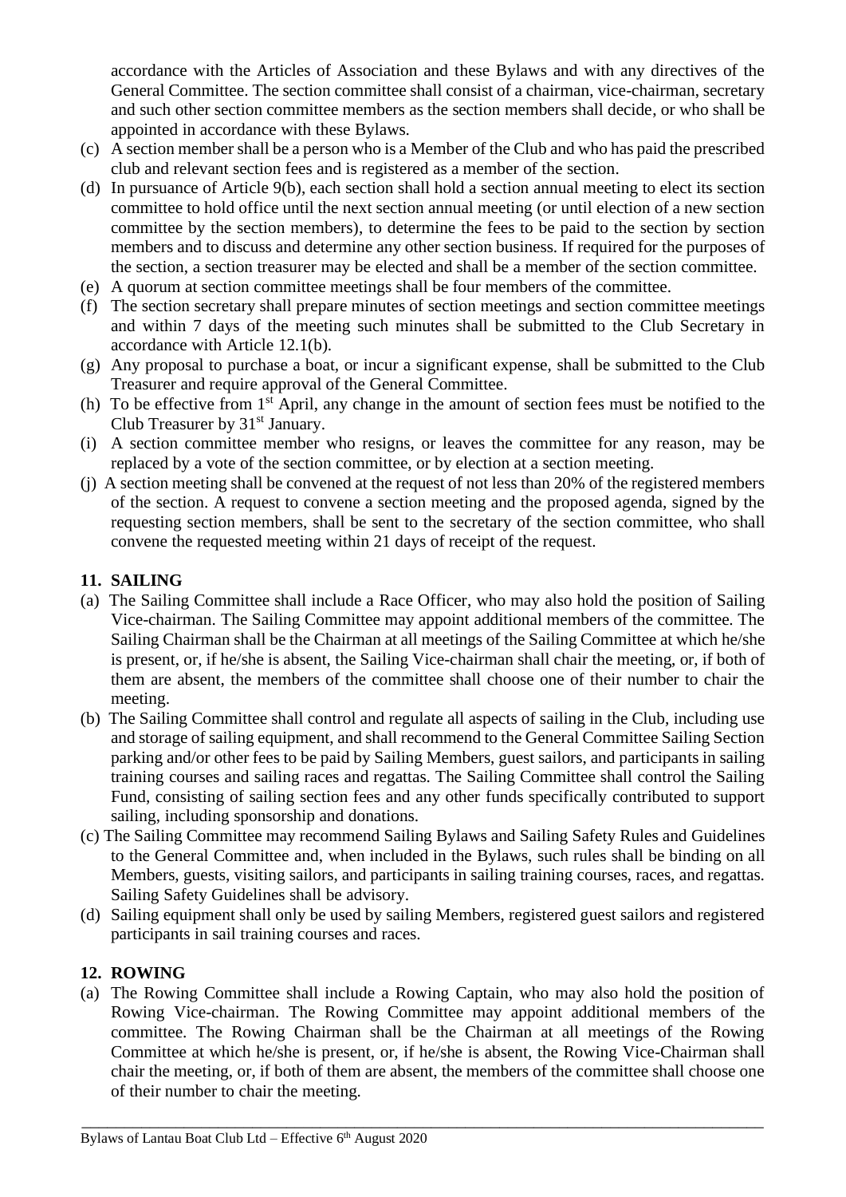accordance with the Articles of Association and these Bylaws and with any directives of the General Committee. The section committee shall consist of a chairman, vice-chairman, secretary and such other section committee members as the section members shall decide, or who shall be appointed in accordance with these Bylaws.

(c) A section member shall be a person who is a Member of the Club and who has paid the prescribed club and relevant section fees and is registered as a member of the section.

(d) In pursuance of Article 9(b), each section shall hold a section annual meeting to elect its section committee to hold office until the next section annual meeting (or until election of a new section committee by the section members), to determine the fees to be paid to the section by section members and to discuss and determine any other section business. If required for the purposes of the section, a section treasurer may be elected and shall be a member of the section committee.

(e) A quorum at section committee meetings shall be four members of the committee.

(f) The section secretary shall prepare minutes of section meetings and section committee meetings and within 7 days of the meeting such minutes shall be submitted to the Club Secretary in accordance with Article 12.1(b).

(g) Any proposal to purchase a boat, or incur a significant expense, shall be submitted to the Club Treasurer and require approval of the General Committee.

(h) To be effective from 1st April, any change in the amount of section fees must be notified to the Club Treasurer by 31st January.

(i) A section committee member who resigns, or leaves the committee for any reason, may be replaced by a vote of the section committee, or by election at a section meeting.

(j) A section meeting shall be convened at the request of not less than 20% of the registered members of the section. A request to convene a section meeting and the proposed agenda, signed by the requesting section members, shall be sent to the secretary of the section committee, who shall convene the requested meeting within 21 days of receipt of the request.

## 11. SAILING

(a) The Sailing Committee shall include a Race Officer, who may also hold the position of Sailing Vice-chairman. The Sailing Committee may appoint additional members of the committee. The Sailing Chairman shall be the Chairman at all meetings of the Sailing Committee at which he/she is present, or, if he/she is absent, the Sailing Vice-chairman shall chair the meeting, or, if both of them are absent, the members of the committee shall choose one of their number to chair the meeting.

(b) The Sailing Committee shall control and regulate all aspects of sailing in the Club, including use and storage of sailing equipment, and shall recommend to the General Committee Sailing Section parking and/or other fees to be paid by Sailing Members, guest sailors, and participants in sailing training courses and sailing races and regattas. The Sailing Committee shall control the Sailing Fund, consisting of sailing section fees and any other funds specifically contributed to support sailing, including sponsorship and donations.

(c) The Sailing Committee may recommend Sailing Bylaws and Sailing Safety Rules and Guidelines to the General Committee and, when included in the Bylaws, such rules shall be binding on all Members, guests, visiting sailors, and participants in sailing training courses, races, and regattas. Sailing Safety Guidelines shall be advisory.

(d) Sailing equipment shall only be used by sailing Members, registered guest sailors and registered participants in sail training courses and races.

## 12. ROWING

(a) The Rowing Committee shall include a Rowing Captain, who may also hold the position of Rowing Vice-chairman. The Rowing Committee may appoint additional members of the committee. The Rowing Chairman shall be the Chairman at all meetings of the Rowing Committee at which he/she is present, or, if he/she is absent, the Rowing Vice-Chairman shall chair the meeting, or, if both of them are absent, the members of the committee shall choose one of their number to chair the meeting.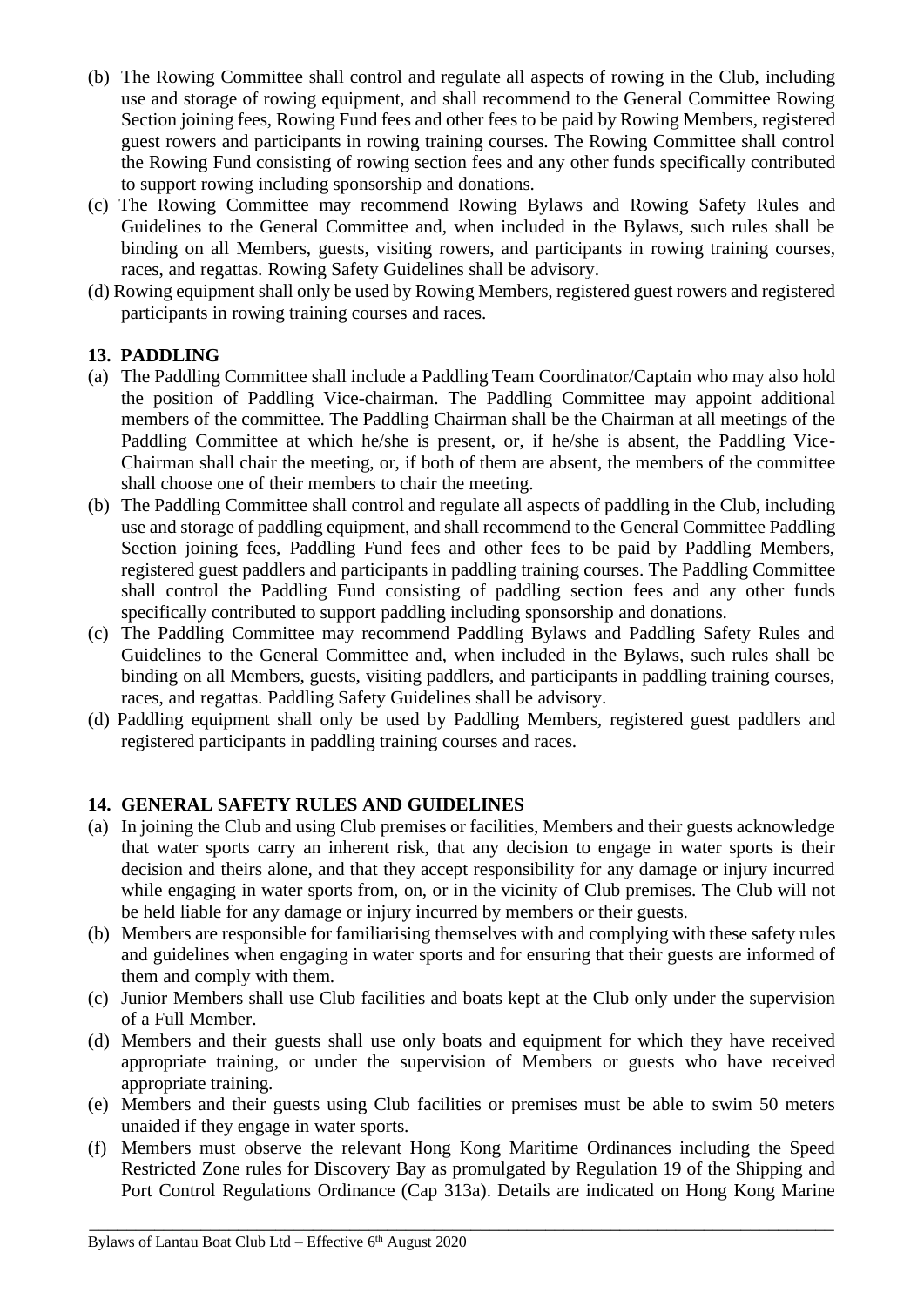(b) The Rowing Committee shall control and regulate all aspects of rowing in the Club, including use and storage of rowing equipment, and shall recommend to the General Committee Rowing Section joining fees, Rowing Fund fees and other fees to be paid by Rowing Members, registered guest rowers and participants in rowing training courses. The Rowing Committee shall control the Rowing Fund consisting of rowing section fees and any other funds specifically contributed to support rowing including sponsorship and donations.

(c) The Rowing Committee may recommend Rowing Bylaws and Rowing Safety Rules and Guidelines to the General Committee and, when included in the Bylaws, such rules shall be binding on all Members, guests, visiting rowers, and participants in rowing training courses, races, and regattas. Rowing Safety Guidelines shall be advisory.

(d) Rowing equipment shall only be used by Rowing Members, registered guest rowers and registered participants in rowing training courses and races.

### 13. PADDLING

(a) The Paddling Committee shall include a Paddling Team Coordinator/Captain who may also hold the position of Paddling Vice-chairman. The Paddling Committee may appoint additional members of the committee. The Paddling Chairman shall be the Chairman at all meetings of the Paddling Committee at which he/she is present, or, if he/she is absent, the Paddling Vice-Chairman shall chair the meeting, or, if both of them are absent, the members of the committee shall choose one of their members to chair the meeting.

(b) The Paddling Committee shall control and regulate all aspects of paddling in the Club, including use and storage of paddling equipment, and shall recommend to the General Committee Paddling Section joining fees, Paddling Fund fees and other fees to be paid by Paddling Members, registered guest paddlers and participants in paddling training courses. The Paddling Committee shall control the Paddling Fund consisting of paddling section fees and any other funds specifically contributed to support paddling including sponsorship and donations.

(c) The Paddling Committee may recommend Paddling Bylaws and Paddling Safety Rules and Guidelines to the General Committee and, when included in the Bylaws, such rules shall be binding on all Members, guests, visiting paddlers, and participants in paddling training courses, races, and regattas. Paddling Safety Guidelines shall be advisory.

(d) Paddling equipment shall only be used by Paddling Members, registered guest paddlers and registered participants in paddling training courses and races.

### 14. GENERAL SAFETY RULES AND GUIDELINES

(a) In joining the Club and using Club premises or facilities, Members and their guests acknowledge that water sports carry an inherent risk, that any decision to engage in water sports is their decision and theirs alone, and that they accept responsibility for any damage or injury incurred while engaging in water sports from, on, or in the vicinity of Club premises. The Club will not be held liable for any damage or injury incurred by members or their guests.

(b) Members are responsible for familiarising themselves with and complying with these safety rules and guidelines when engaging in water sports and for ensuring that their guests are informed of them and comply with them.

(c) Junior Members shall use Club facilities and boats kept at the Club only under the supervision of a Full Member.

(d) Members and their guests shall use only boats and equipment for which they have received appropriate training, or under the supervision of Members or guests who have received appropriate training.

(e) Members and their guests using Club facilities or premises must be able to swim 50 meters unaided if they engage in water sports.

(f) Members must observe the relevant Hong Kong Maritime Ordinances including the Speed Restricted Zone rules for Discovery Bay as promulgated by Regulation 19 of the Shipping and Port Control Regulations Ordinance (Cap 313a). Details are indicated on Hong Kong Marine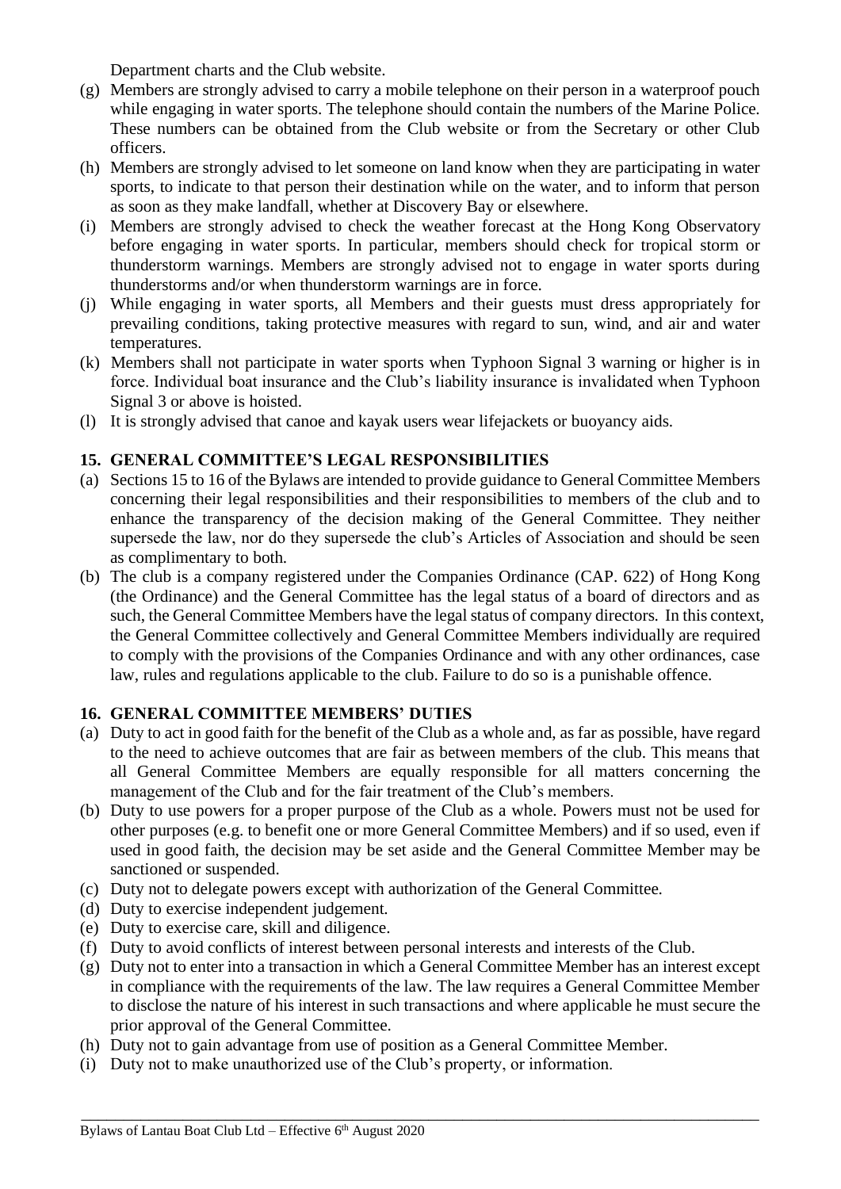Department charts and the Club website.

(g) Members are strongly advised to carry a mobile telephone on their person in a waterproof pouch while engaging in water sports. The telephone should contain the numbers of the Marine Police. These numbers can be obtained from the Club website or from the Secretary or other Club officers.

(h) Members are strongly advised to let someone on land know when they are participating in water sports, to indicate to that person their destination while on the water, and to inform that person as soon as they make landfall, whether at Discovery Bay or elsewhere.

(i) Members are strongly advised to check the weather forecast at the Hong Kong Observatory before engaging in water sports. In particular, members should check for tropical storm or thunderstorm warnings. Members are strongly advised not to engage in water sports during thunderstorms and/or when thunderstorm warnings are in force.

(j) While engaging in water sports, all Members and their guests must dress appropriately for prevailing conditions, taking protective measures with regard to sun, wind, and air and water temperatures.

(k) Members shall not participate in water sports when Typhoon Signal 3 warning or higher is in force. Individual boat insurance and the Club's liability insurance is invalidated when Typhoon Signal 3 or above is hoisted.

(l) It is strongly advised that canoe and kayak users wear lifejackets or buoyancy aids.

## 15. GENERAL COMMITTEE'S LEGAL RESPONSIBILITIES

(a) Sections 15 to 16 of the Bylaws are intended to provide guidance to General Committee Members concerning their legal responsibilities and their responsibilities to members of the club and to enhance the transparency of the decision making of the General Committee. They neither supersede the law, nor do they supersede the club's Articles of Association and should be seen as complimentary to both.

(b) The club is a company registered under the Companies Ordinance (CAP. 622) of Hong Kong (the Ordinance) and the General Committee has the legal status of a board of directors and as such, the General Committee Members have the legal status of company directors. In this context, the General Committee collectively and General Committee Members individually are required to comply with the provisions of the Companies Ordinance and with any other ordinances, case law, rules and regulations applicable to the club. Failure to do so is a punishable offence.

## 16. GENERAL COMMITTEE MEMBERS' DUTIES

(a) Duty to act in good faith for the benefit of the Club as a whole and, as far as possible, have regard to the need to achieve outcomes that are fair as between members of the club. This means that all General Committee Members are equally responsible for all matters concerning the management of the Club and for the fair treatment of the Club's members.

(b) Duty to use powers for a proper purpose of the Club as a whole. Powers must not be used for other purposes (e.g. to benefit one or more General Committee Members) and if so used, even if used in good faith, the decision may be set aside and the General Committee Member may be sanctioned or suspended.

(c) Duty not to delegate powers except with authorization of the General Committee.

(d) Duty to exercise independent judgement.

(e) Duty to exercise care, skill and diligence.

(f) Duty to avoid conflicts of interest between personal interests and interests of the Club.

(g) Duty not to enter into a transaction in which a General Committee Member has an interest except in compliance with the requirements of the law. The law requires a General Committee Member to disclose the nature of his interest in such transactions and where applicable he must secure the prior approval of the General Committee.

(h) Duty not to gain advantage from use of position as a General Committee Member.

(i) Duty not to make unauthorized use of the Club's property, or information.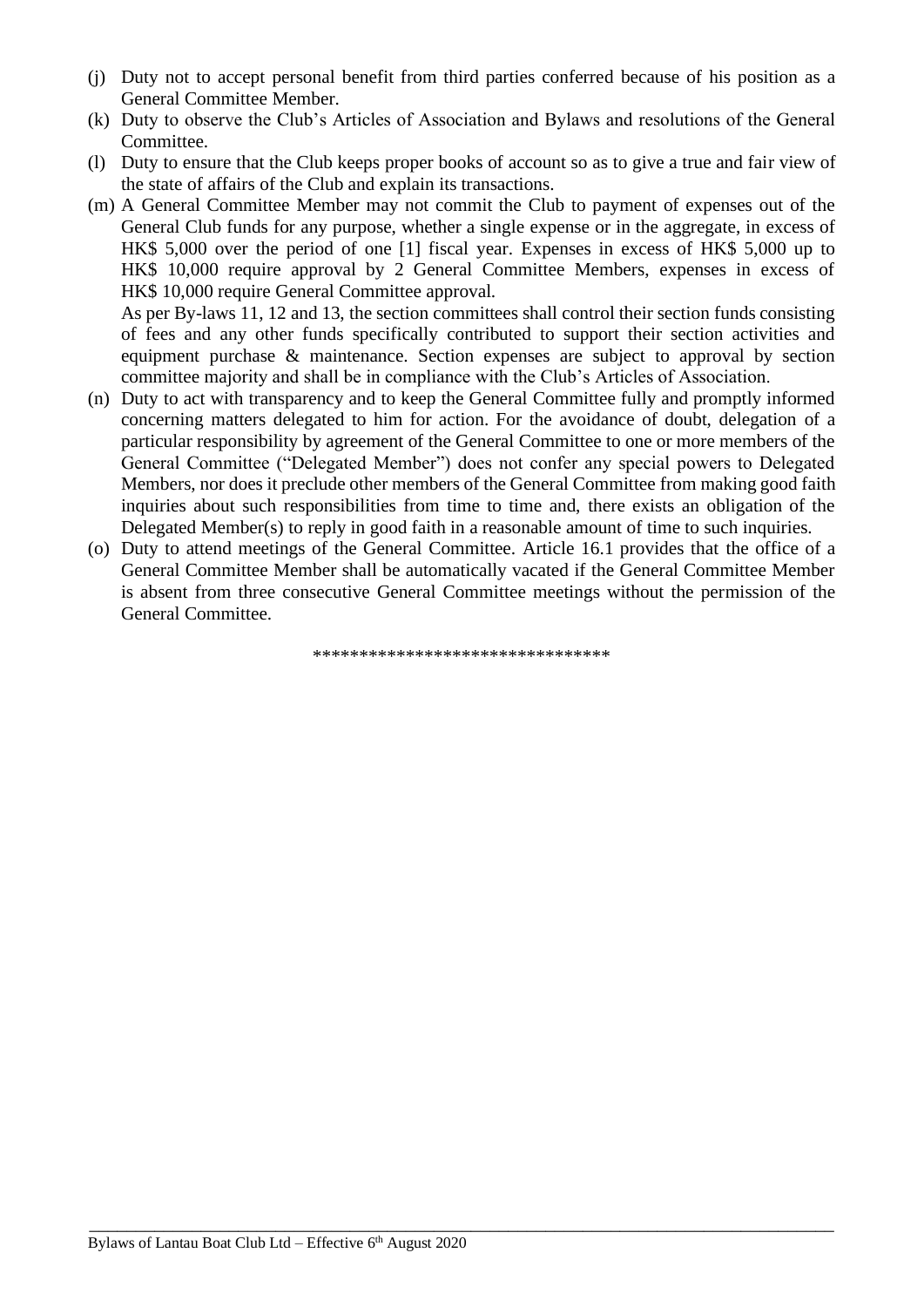(j) Duty not to accept personal benefit from third parties conferred because of his position as a General Committee Member.

(k) Duty to observe the Club's Articles of Association and Bylaws and resolutions of the General Committee.

(l) Duty to ensure that the Club keeps proper books of account so as to give a true and fair view of the state of affairs of the Club and explain its transactions.

(m) A General Committee Member may not commit the Club to payment of expenses out of the General Club funds for any purpose, whether a single expense or in the aggregate, in excess of HK$ 5,000 over the period of one [1] fiscal year. Expenses in excess of HK$ 5,000 up to HK$ 10,000 require approval by 2 General Committee Members, expenses in excess of HK$ 10,000 require General Committee approval.

As per By-laws 11, 12 and 13, the section committees shall control their section funds consisting of fees and any other funds specifically contributed to support their section activities and equipment purchase & maintenance. Section expenses are subject to approval by section committee majority and shall be in compliance with the Club's Articles of Association.

(n) Duty to act with transparency and to keep the General Committee fully and promptly informed concerning matters delegated to him for action. For the avoidance of doubt, delegation of a particular responsibility by agreement of the General Committee to one or more members of the General Committee ("Delegated Member") does not confer any special powers to Delegated Members, nor does it preclude other members of the General Committee from making good faith inquiries about such responsibilities from time to time and, there exists an obligation of the Delegated Member(s) to reply in good faith in a reasonable amount of time to such inquiries.

(o) Duty to attend meetings of the General Committee. Article 16.1 provides that the office of a General Committee Member shall be automatically vacated if the General Committee Member is absent from three consecutive General Committee meetings without the permission of the General Committee.

********************************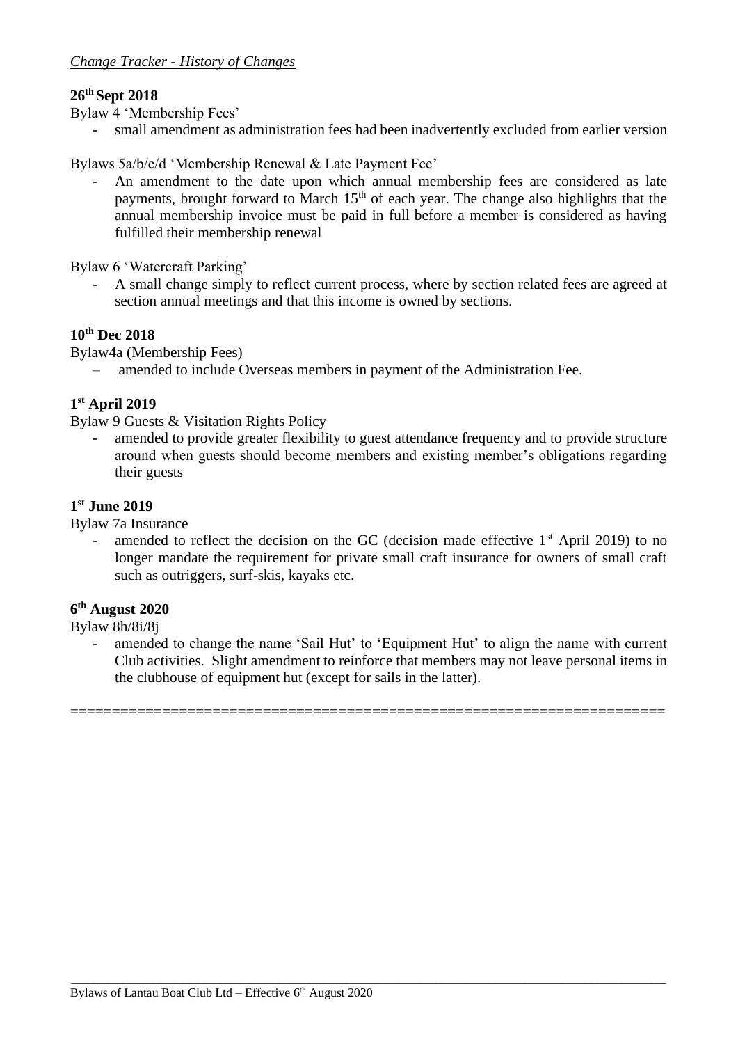*Change Tracker - History of Changes*

**26th Sept 2018**

Bylaw 4 'Membership Fees'

- small amendment as administration fees had been inadvertently excluded from earlier version

Bylaws 5a/b/c/d 'Membership Renewal & Late Payment Fee'

- An amendment to the date upon which annual membership fees are considered as late payments, brought forward to March 15th of each year. The change also highlights that the annual membership invoice must be paid in full before a member is considered as having fulfilled their membership renewal

Bylaw 6 'Watercraft Parking'

- A small change simply to reflect current process, where by section related fees are agreed at section annual meetings and that this income is owned by sections.

**10th Dec 2018**

Bylaw4a (Membership Fees)

– amended to include Overseas members in payment of the Administration Fee.

**1st April 2019**

Bylaw 9 Guests & Visitation Rights Policy

- amended to provide greater flexibility to guest attendance frequency and to provide structure around when guests should become members and existing member's obligations regarding their guests

**1st June 2019**

Bylaw 7a Insurance

- amended to reflect the decision on the GC (decision made effective 1st April 2019) to no longer mandate the requirement for private small craft insurance for owners of small craft such as outriggers, surf-skis, kayaks etc.

**6th August 2020**

Bylaw 8h/8i/8j

- amended to change the name 'Sail Hut' to 'Equipment Hut' to align the name with current Club activities. Slight amendment to reinforce that members may not leave personal items in the clubhouse of equipment hut (except for sails in the latter).

======================================================================